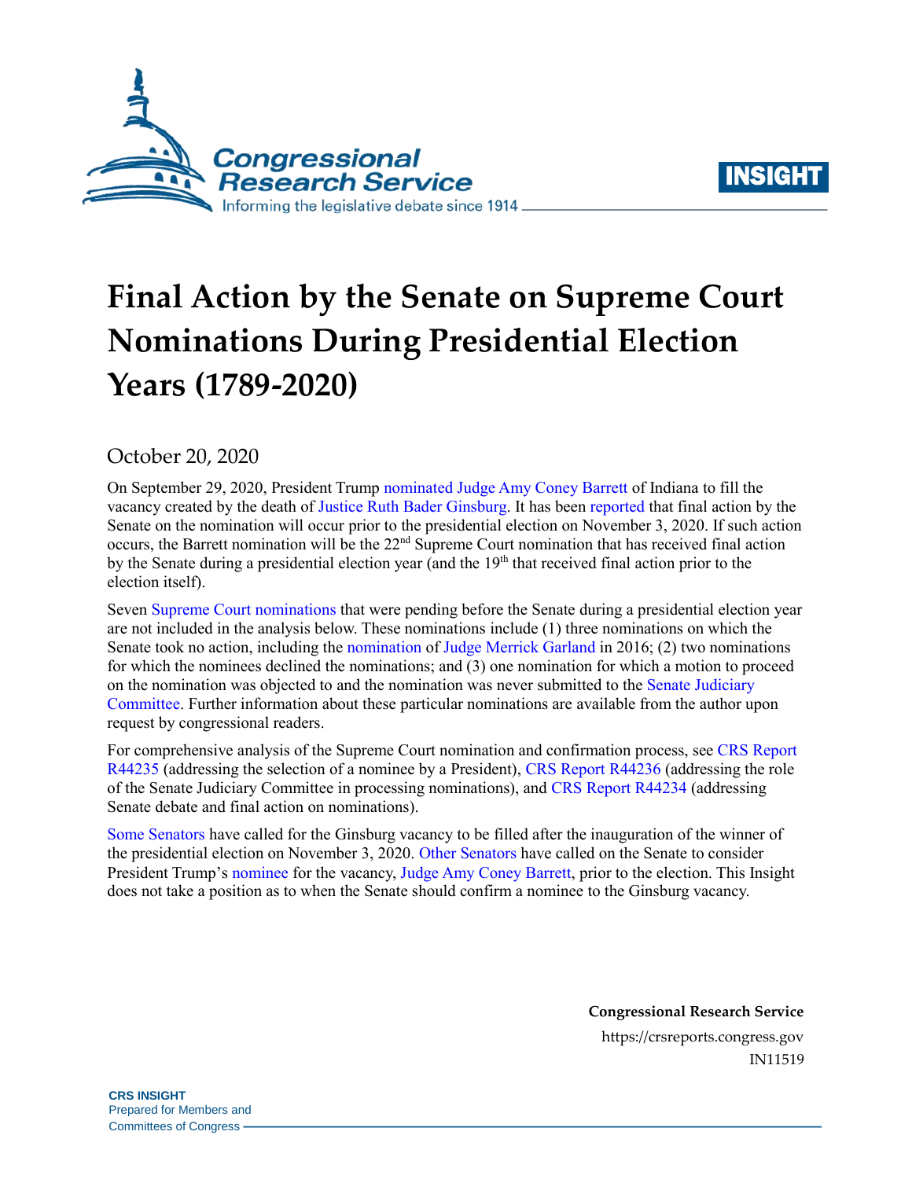# Final Action by the Senate on Supreme Court Nominations During Presidential Election Years (1789-2020)

October 20, 2020

On September 29, 2020, President Trump nominated Judge Amy Coney Barrett of Indiana to fill the vacancy created by the death of Justice Ruth Bader Ginsburg. It has been reported that final action by the Senate on the nomination will occur prior to the presidential election on November 3, 2020. If such action occurs, the Barrett nomination will be the 22nd Supreme Court nomination that has received final action by the Senate during a presidential election year (and the 19th that received final action prior to the election itself).

Seven Supreme Court nominations that were pending before the Senate during a presidential election year are not included in the analysis below. These nominations include (1) three nominations on which the Senate took no action, including the nomination of Judge Merrick Garland in 2016; (2) two nominations for which the nominees declined the nominations; and (3) one nomination for which a motion to proceed on the nomination was objected to and the nomination was never submitted to the Senate Judiciary Committee. Further information about these particular nominations are available from the author upon request by congressional readers.

For comprehensive analysis of the Supreme Court nomination and confirmation process, see CRS Report R44235 (addressing the selection of a nominee by a President), CRS Report R44236 (addressing the role of the Senate Judiciary Committee in processing nominations), and CRS Report R44234 (addressing Senate debate and final action on nominations).

Some Senators have called for the Ginsburg vacancy to be filled after the inauguration of the winner of the presidential election on November 3, 2020. Other Senators have called on the Senate to consider President Trump's nominee for the vacancy, Judge Amy Coney Barrett, prior to the election. This Insight does not take a position as to when the Senate should confirm a nominee to the Ginsburg vacancy.

**Congressional Research Service**
https://crsreports.congress.gov
IN11519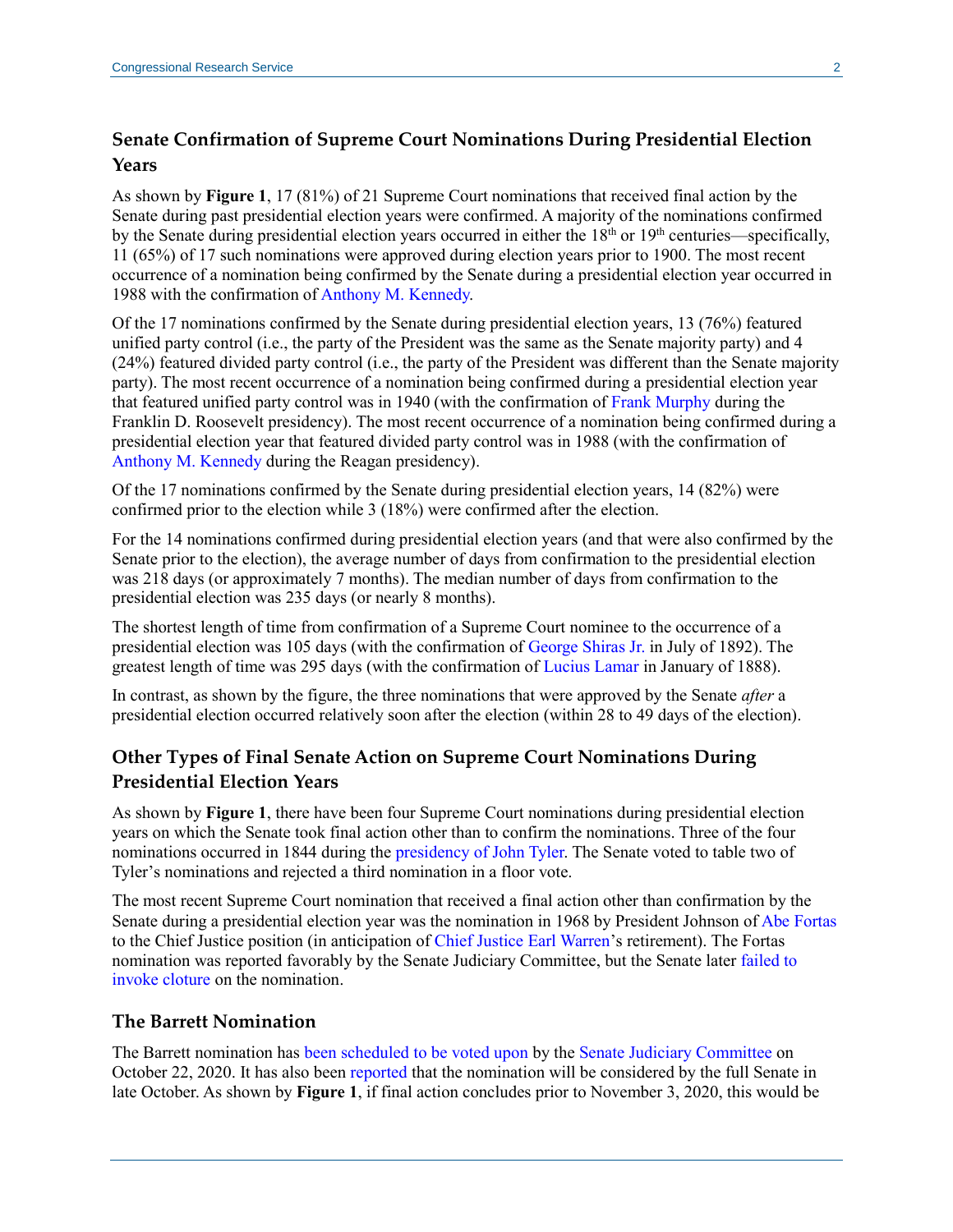## Senate Confirmation of Supreme Court Nominations During Presidential Election Years

As shown by **Figure 1**, 17 (81%) of 21 Supreme Court nominations that received final action by the Senate during past presidential election years were confirmed. A majority of the nominations confirmed by the Senate during presidential election years occurred in either the 18th or 19th centuries—specifically, 11 (65%) of 17 such nominations were approved during election years prior to 1900. The most recent occurrence of a nomination being confirmed by the Senate during a presidential election year occurred in 1988 with the confirmation of Anthony M. Kennedy.

Of the 17 nominations confirmed by the Senate during presidential election years, 13 (76%) featured unified party control (i.e., the party of the President was the same as the Senate majority party) and 4 (24%) featured divided party control (i.e., the party of the President was different than the Senate majority party). The most recent occurrence of a nomination being confirmed during a presidential election year that featured unified party control was in 1940 (with the confirmation of Frank Murphy during the Franklin D. Roosevelt presidency). The most recent occurrence of a nomination being confirmed during a presidential election year that featured divided party control was in 1988 (with the confirmation of Anthony M. Kennedy during the Reagan presidency).

Of the 17 nominations confirmed by the Senate during presidential election years, 14 (82%) were confirmed prior to the election while 3 (18%) were confirmed after the election.

For the 14 nominations confirmed during presidential election years (and that were also confirmed by the Senate prior to the election), the average number of days from confirmation to the presidential election was 218 days (or approximately 7 months). The median number of days from confirmation to the presidential election was 235 days (or nearly 8 months).

The shortest length of time from confirmation of a Supreme Court nominee to the occurrence of a presidential election was 105 days (with the confirmation of George Shiras Jr. in July of 1892). The greatest length of time was 295 days (with the confirmation of Lucius Lamar in January of 1888).

In contrast, as shown by the figure, the three nominations that were approved by the Senate *after* a presidential election occurred relatively soon after the election (within 28 to 49 days of the election).

## Other Types of Final Senate Action on Supreme Court Nominations During Presidential Election Years

As shown by **Figure 1**, there have been four Supreme Court nominations during presidential election years on which the Senate took final action other than to confirm the nominations. Three of the four nominations occurred in 1844 during the presidency of John Tyler. The Senate voted to table two of Tyler's nominations and rejected a third nomination in a floor vote.

The most recent Supreme Court nomination that received a final action other than confirmation by the Senate during a presidential election year was the nomination in 1968 by President Johnson of Abe Fortas to the Chief Justice position (in anticipation of Chief Justice Earl Warren's retirement). The Fortas nomination was reported favorably by the Senate Judiciary Committee, but the Senate later failed to invoke cloture on the nomination.

## The Barrett Nomination

The Barrett nomination has been scheduled to be voted upon by the Senate Judiciary Committee on October 22, 2020. It has also been reported that the nomination will be considered by the full Senate in late October. As shown by **Figure 1**, if final action concludes prior to November 3, 2020, this would be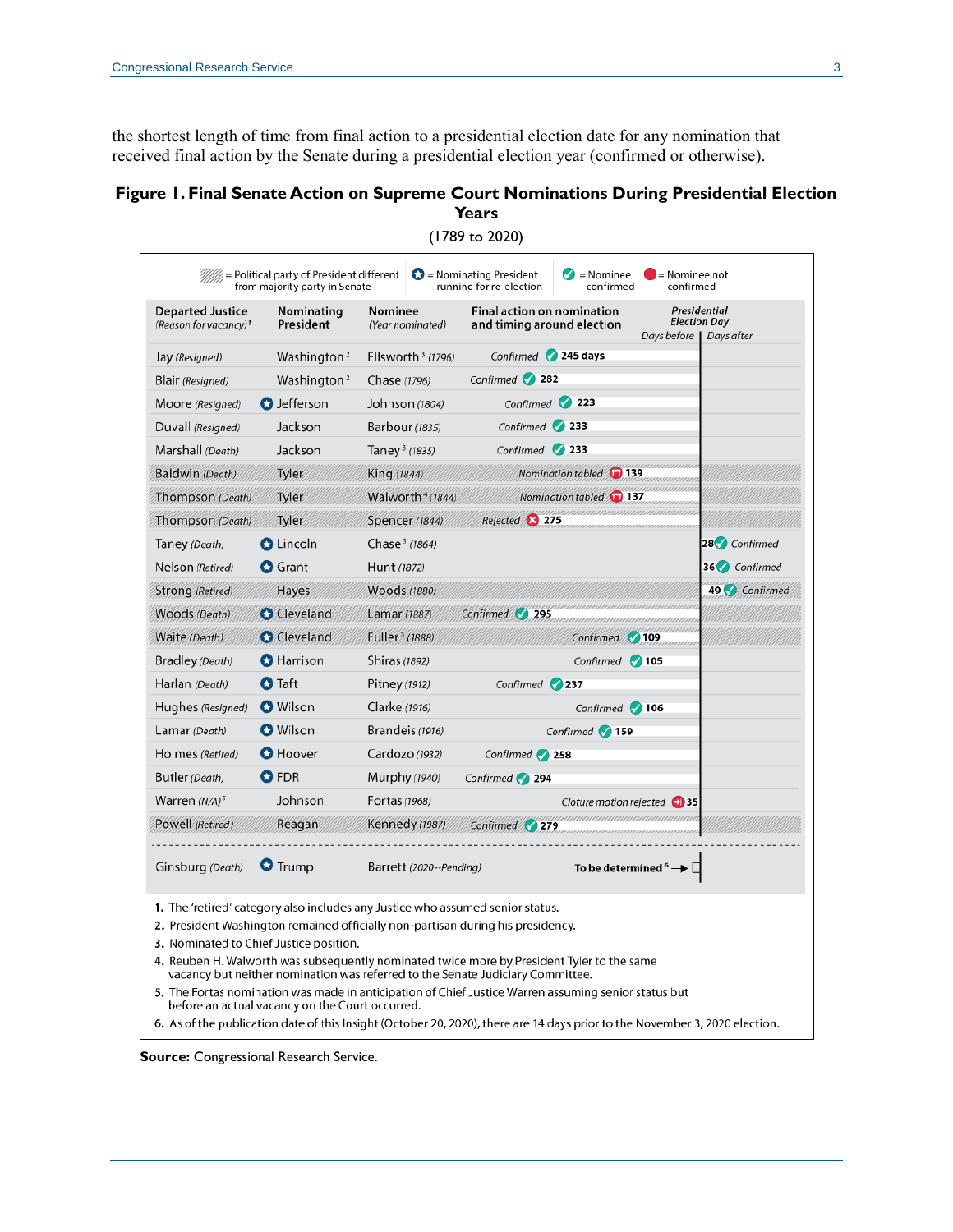the shortest length of time from final action to a presidential election date for any nomination that received final action by the Senate during a presidential election year (confirmed or otherwise).

**Figure 1. Final Senate Action on Supreme Court Nominations During Presidential Election Years**

(1789 to 2020)

Legend: Hatched = Political party of President different from majority party in Senate; ✪ = Nominating President running for re-election; ✓ = Nominee confirmed; ● = Nominee not confirmed

| Departed Justice (Reason for vacancy)[1] | Nominating President | Nominee (Year nominated) | Final action on nomination and timing around election | Presidential Election Day: Days before | Presidential Election Day: Days after |
|---|---|---|---|---|---|
| Jay (Resigned) | Washington[2] | Ellsworth[3] (1796) | Confirmed | 245 days | |
| Blair (Resigned) | Washington[2] | Chase (1796) | Confirmed | 282 | |
| Moore (Resigned) | ✪ Jefferson | Johnson (1804) | Confirmed | 223 | |
| Duvall (Resigned) | Jackson | Barbour (1835) | Confirmed | 233 | |
| Marshall (Death) | Jackson | Taney[3] (1835) | Confirmed | 233 | |
| Baldwin (Death) | Tyler | King (1844) | Nomination tabled | 139 | |
| Thompson (Death) | Tyler | Walworth[4] (1844) | Nomination tabled | 137 | |
| Thompson (Death) | Tyler | Spencer (1844) | Rejected | 275 | |
| Taney (Death) | ✪ Lincoln | Chase[3] (1864) | Confirmed | | 28 |
| Nelson (Retired) | ✪ Grant | Hunt (1872) | Confirmed | | 36 |
| Strong (Retired) | Hayes | Woods (1880) | Confirmed | | 49 |
| Woods (Death) | ✪ Cleveland | Lamar (1887) | Confirmed | 295 | |
| Waite (Death) | ✪ Cleveland | Fuller[3] (1888) | Confirmed | 109 | |
| Bradley (Death) | ✪ Harrison | Shiras (1892) | Confirmed | 105 | |
| Harlan (Death) | ✪ Taft | Pitney (1912) | Confirmed | 237 | |
| Hughes (Resigned) | ✪ Wilson | Clarke (1916) | Confirmed | 106 | |
| Lamar (Death) | ✪ Wilson | Brandeis (1916) | Confirmed | 159 | |
| Holmes (Retired) | ✪ Hoover | Cardozo (1932) | Confirmed | 258 | |
| Butler (Death) | ✪ FDR | Murphy (1940) | Confirmed | 294 | |
| Warren (N/A)[5] | Johnson | Fortas (1968) | Cloture motion rejected | 35 | |
| Powell (Retired) | Reagan | Kennedy (1987) | Confirmed | 279 | |
| Ginsburg (Death) | ✪ Trump | Barrett (2020--Pending) | To be determined[6] | | |

1. The 'retired' category also includes any Justice who assumed senior status.
2. President Washington remained officially non-partisan during his presidency.
3. Nominated to Chief Justice position.
4. Reuben H. Walworth was subsequently nominated twice more by President Tyler to the same vacancy but neither nomination was referred to the Senate Judiciary Committee.
5. The Fortas nomination was made in anticipation of Chief Justice Warren assuming senior status but before an actual vacancy on the Court occurred.
6. As of the publication date of this Insight (October 20, 2020), there are 14 days prior to the November 3, 2020 election.

**Source:** Congressional Research Service.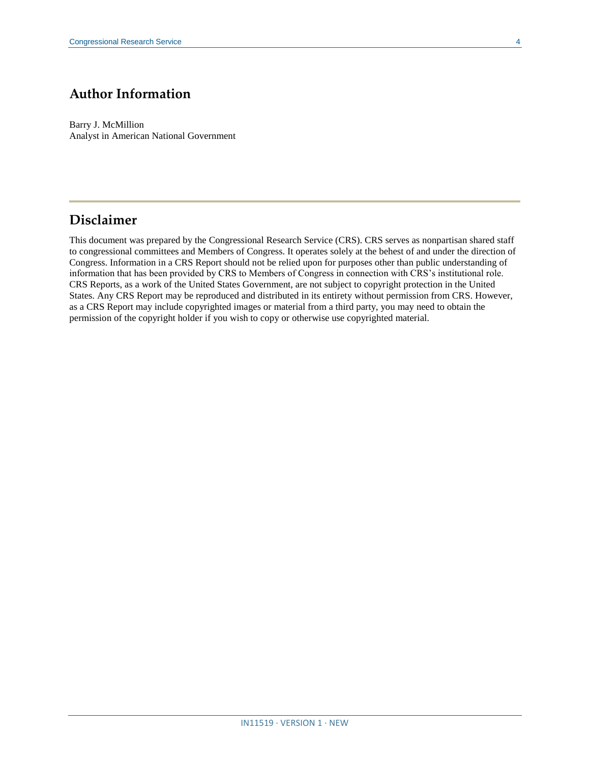## Author Information

Barry J. McMillion
Analyst in American National Government

## Disclaimer

This document was prepared by the Congressional Research Service (CRS). CRS serves as nonpartisan shared staff to congressional committees and Members of Congress. It operates solely at the behest of and under the direction of Congress. Information in a CRS Report should not be relied upon for purposes other than public understanding of information that has been provided by CRS to Members of Congress in connection with CRS's institutional role. CRS Reports, as a work of the United States Government, are not subject to copyright protection in the United States. Any CRS Report may be reproduced and distributed in its entirety without permission from CRS. However, as a CRS Report may include copyrighted images or material from a third party, you may need to obtain the permission of the copyright holder if you wish to copy or otherwise use copyrighted material.